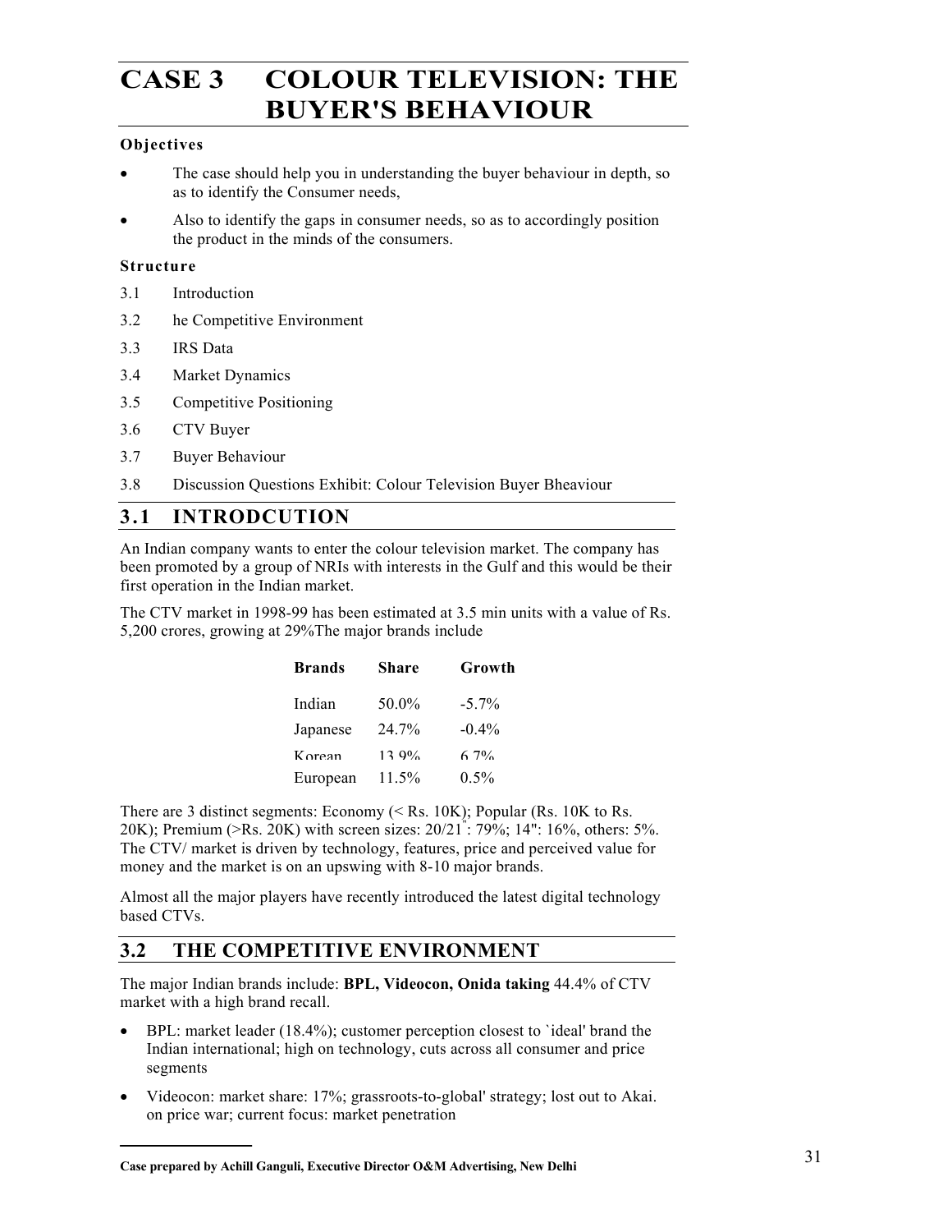# CASE 3 COLOUR TELEVISION: THE BUYER'S BEHAVIOUR

### Objectives

- The case should help you in understanding the buyer behaviour in depth, so as to identify the Consumer needs,
- Also to identify the gaps in consumer needs, so as to accordingly position the product in the minds of the consumers.

### Structure

3.1 Introduction

3.2 he Competitive Environment

3.3 IRS Data

3.4 Market Dynamics

3.5 Competitive Positioning

3.6 CTV Buyer

3.7 Buyer Behaviour

3.8 Discussion Questions Exhibit: Colour Television Buyer Bheaviour

## 3.1 INTRODCUTION

An Indian company wants to enter the colour television market. The company has been promoted by a group of NRIs with interests in the Gulf and this would be their first operation in the Indian market.

The CTV market in 1998-99 has been estimated at 3.5 min units with a value of Rs. 5,200 crores, growing at 29%The major brands include

| Brands | Share | Growth |
|---|---|---|
| Indian | 50.0% | -5.7% |
| Japanese | 24.7% | -0.4% |
| Korean | 13.9% | 6.7% |
| European | 11.5% | 0.5% |

There are 3 distinct segments: Economy (< Rs. 10K); Popular (Rs. 10K to Rs. 20K); Premium (>Rs. 20K) with screen sizes: 20/21": 79%; 14": 16%, others: 5%. The CTV/ market is driven by technology, features, price and perceived value for money and the market is on an upswing with 8-10 major brands.

Almost all the major players have recently introduced the latest digital technology based CTVs.

## 3.2 THE COMPETITIVE ENVIRONMENT

The major Indian brands include: **BPL, Videocon, Onida taking** 44.4% of CTV market with a high brand recall.

- BPL: market leader (18.4%); customer perception closest to `ideal' brand the Indian international; high on technology, cuts across all consumer and price segments
- Videocon: market share: 17%; grassroots-to-global' strategy; lost out to Akai. on price war; current focus: market penetration

**Case prepared by Achill Ganguli, Executive Director O&M Advertising, New Delhi**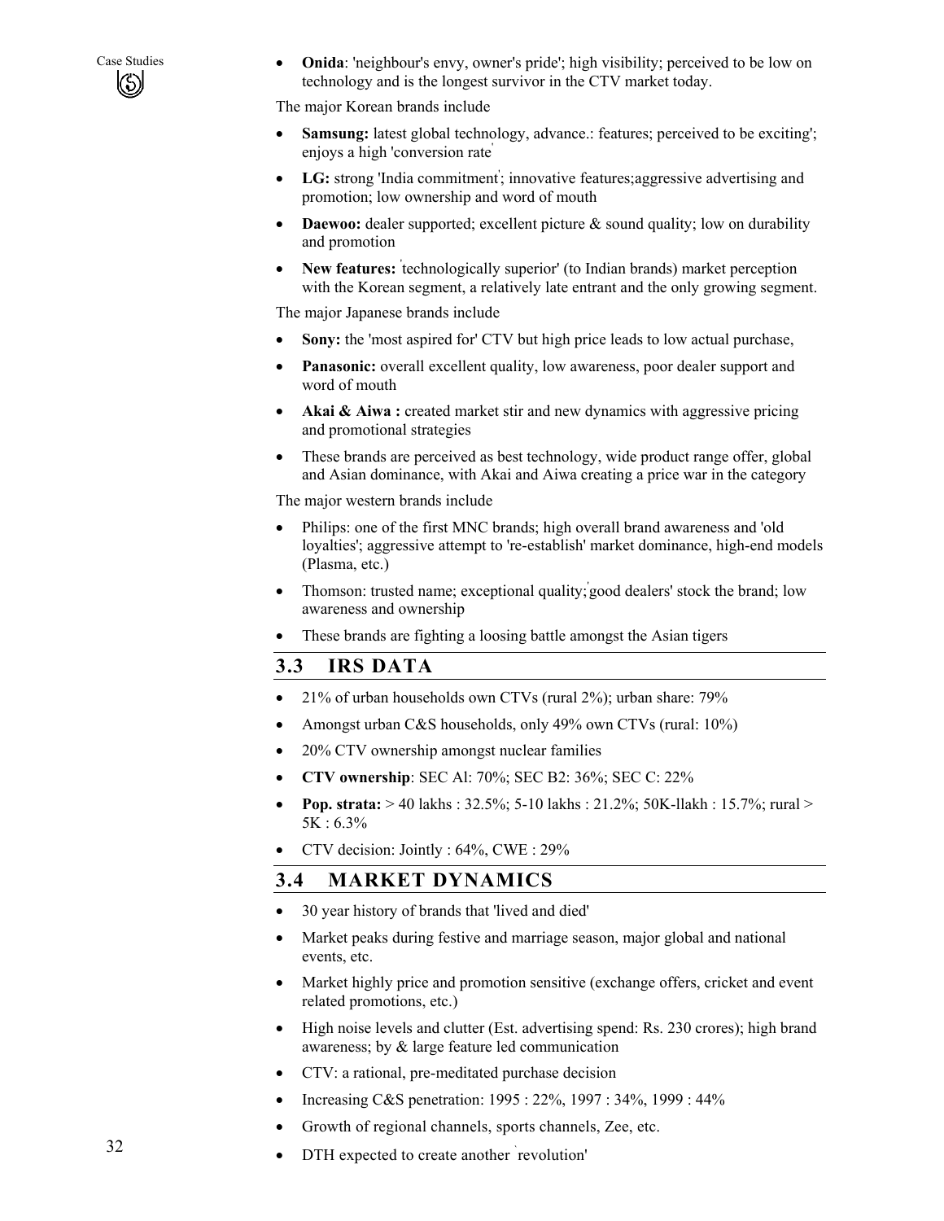- **Onida**: 'neighbour's envy, owner's pride'; high visibility; perceived to be low on technology and is the longest survivor in the CTV market today.

The major Korean brands include

- **Samsung:** latest global technology, advance.: features; perceived to be exciting'; enjoys a high 'conversion rate'
- **LG:** strong 'India commitment'; innovative features;aggressive advertising and promotion; low ownership and word of mouth
- **Daewoo:** dealer supported; excellent picture & sound quality; low on durability and promotion
- **New features:** 'technologically superior' (to Indian brands) market perception with the Korean segment, a relatively late entrant and the only growing segment.

The major Japanese brands include

- **Sony:** the 'most aspired for' CTV but high price leads to low actual purchase,
- **Panasonic:** overall excellent quality, low awareness, poor dealer support and word of mouth
- **Akai & Aiwa :** created market stir and new dynamics with aggressive pricing and promotional strategies
- These brands are perceived as best technology, wide product range offer, global and Asian dominance, with Akai and Aiwa creating a price war in the category

The major western brands include

- Philips: one of the first MNC brands; high overall brand awareness and 'old loyalties'; aggressive attempt to 're-establish' market dominance, high-end models (Plasma, etc.)
- Thomson: trusted name; exceptional quality;'good dealers' stock the brand; low awareness and ownership
- These brands are fighting a loosing battle amongst the Asian tigers

## 3.3 IRS DATA

- 21% of urban households own CTVs (rural 2%); urban share: 79%
- Amongst urban C&S households, only 49% own CTVs (rural: 10%)
- 20% CTV ownership amongst nuclear families
- **CTV ownership**: SEC Al: 70%; SEC B2: 36%; SEC C: 22%
- **Pop. strata:** > 40 lakhs : 32.5%; 5-10 lakhs : 21.2%; 50K-llakh : 15.7%; rural > 5K : 6.3%
- CTV decision: Jointly : 64%, CWE : 29%

## 3.4 MARKET DYNAMICS

- 30 year history of brands that 'lived and died'
- Market peaks during festive and marriage season, major global and national events, etc.
- Market highly price and promotion sensitive (exchange offers, cricket and event related promotions, etc.)
- High noise levels and clutter (Est. advertising spend: Rs. 230 crores); high brand awareness; by & large feature led communication
- CTV: a rational, pre-meditated purchase decision
- Increasing C&S penetration: 1995 : 22%, 1997 : 34%, 1999 : 44%
- Growth of regional channels, sports channels, Zee, etc.
- DTH expected to create another 'revolution'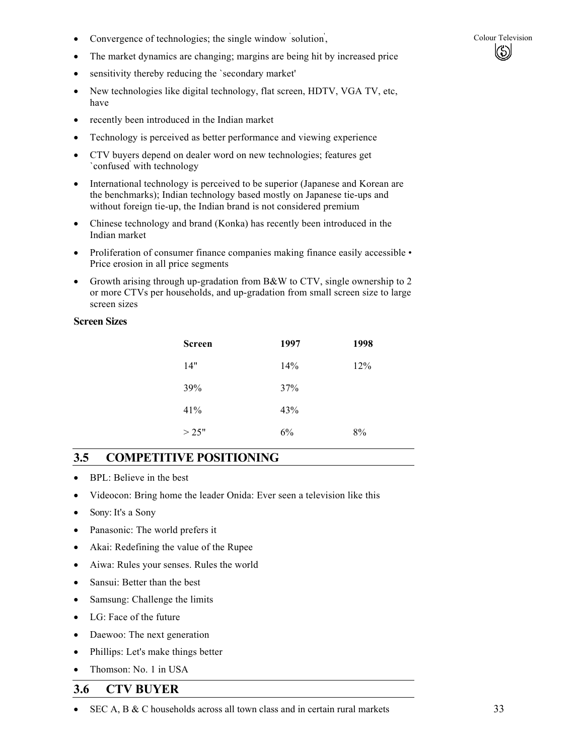- Convergence of technologies; the single window `solution',
- The market dynamics are changing; margins are being hit by increased price
- sensitivity thereby reducing the `secondary market'
- New technologies like digital technology, flat screen, HDTV, VGA TV, etc, have
- recently been introduced in the Indian market
- Technology is perceived as better performance and viewing experience
- CTV buyers depend on dealer word on new technologies; features get `confused' with technology
- International technology is perceived to be superior (Japanese and Korean are the benchmarks); Indian technology based mostly on Japanese tie-ups and without foreign tie-up, the Indian brand is not considered premium
- Chinese technology and brand (Konka) has recently been introduced in the Indian market
- Proliferation of consumer finance companies making finance easily accessible • Price erosion in all price segments
- Growth arising through up-gradation from B&W to CTV, single ownership to 2 or more CTVs per households, and up-gradation from small screen size to large screen sizes

**Screen Sizes**

| Screen | 1997 | 1998 |
|---|---|---|
| 14" | 14% | 12% |
| 39% | 37% | |
| 41% | 43% | |
| > 25" | 6% | 8% |

## 3.5 COMPETITIVE POSITIONING

- BPL: Believe in the best
- Videocon: Bring home the leader Onida: Ever seen a television like this
- Sony: It's a Sony
- Panasonic: The world prefers it
- Akai: Redefining the value of the Rupee
- Aiwa: Rules your senses. Rules the world
- Sansui: Better than the best
- Samsung: Challenge the limits
- LG: Face of the future
- Daewoo: The next generation
- Phillips: Let's make things better
- Thomson: No. 1 in USA

## 3.6 CTV BUYER

- SEC A, B & C households across all town class and in certain rural markets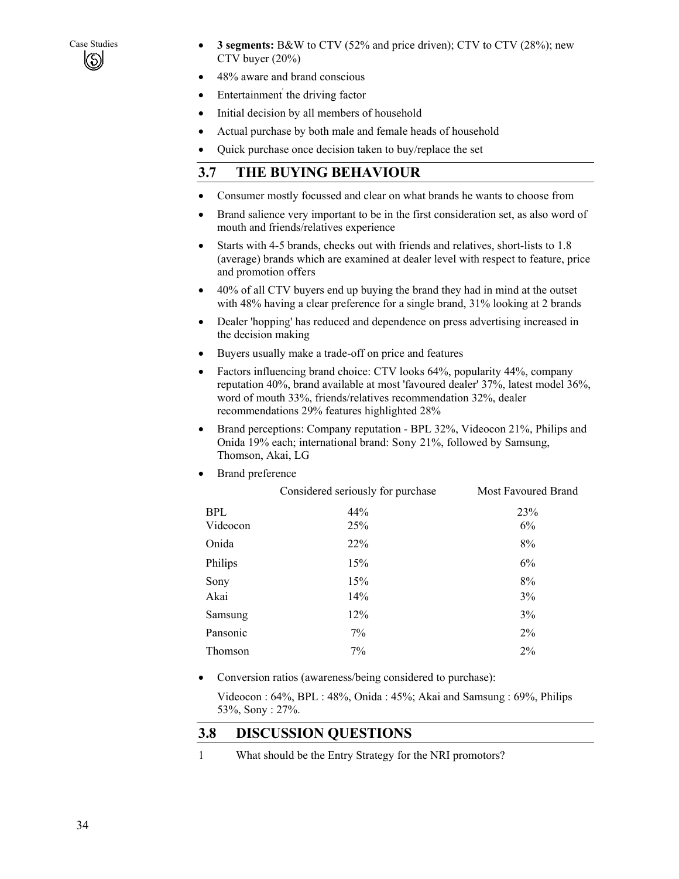- **3 segments:** B&W to CTV (52% and price driven); CTV to CTV (28%); new CTV buyer (20%)
- 48% aware and brand conscious
- Entertainment' the driving factor
- Initial decision by all members of household
- Actual purchase by both male and female heads of household
- Quick purchase once decision taken to buy/replace the set

## 3.7 THE BUYING BEHAVIOUR

- Consumer mostly focussed and clear on what brands he wants to choose from
- Brand salience very important to be in the first consideration set, as also word of mouth and friends/relatives experience
- Starts with 4-5 brands, checks out with friends and relatives, short-lists to 1.8 (average) brands which are examined at dealer level with respect to feature, price and promotion offers
- 40% of all CTV buyers end up buying the brand they had in mind at the outset with 48% having a clear preference for a single brand, 31% looking at 2 brands
- Dealer 'hopping' has reduced and dependence on press advertising increased in the decision making
- Buyers usually make a trade-off on price and features
- Factors influencing brand choice: CTV looks 64%, popularity 44%, company reputation 40%, brand available at most 'favoured dealer' 37%, latest model 36%, word of mouth 33%, friends/relatives recommendation 32%, dealer recommendations 29% features highlighted 28%
- Brand perceptions: Company reputation - BPL 32%, Videocon 21%, Philips and Onida 19% each; international brand: Sony 21%, followed by Samsung, Thomson, Akai, LG
- Brand preference

| | Considered seriously for purchase | Most Favoured Brand |
|---|---|---|
| BPL | 44% | 23% |
| Videocon | 25% | 6% |
| Onida | 22% | 8% |
| Philips | 15% | 6% |
| Sony | 15% | 8% |
| Akai | 14% | 3% |
| Samsung | 12% | 3% |
| Pansonic | 7% | 2% |
| Thomson | 7% | 2% |

- Conversion ratios (awareness/being considered to purchase):

  Videocon : 64%, BPL : 48%, Onida : 45%; Akai and Samsung : 69%, Philips 53%, Sony : 27%.

## 3.8 DISCUSSION QUESTIONS

1 What should be the Entry Strategy for the NRI promotors?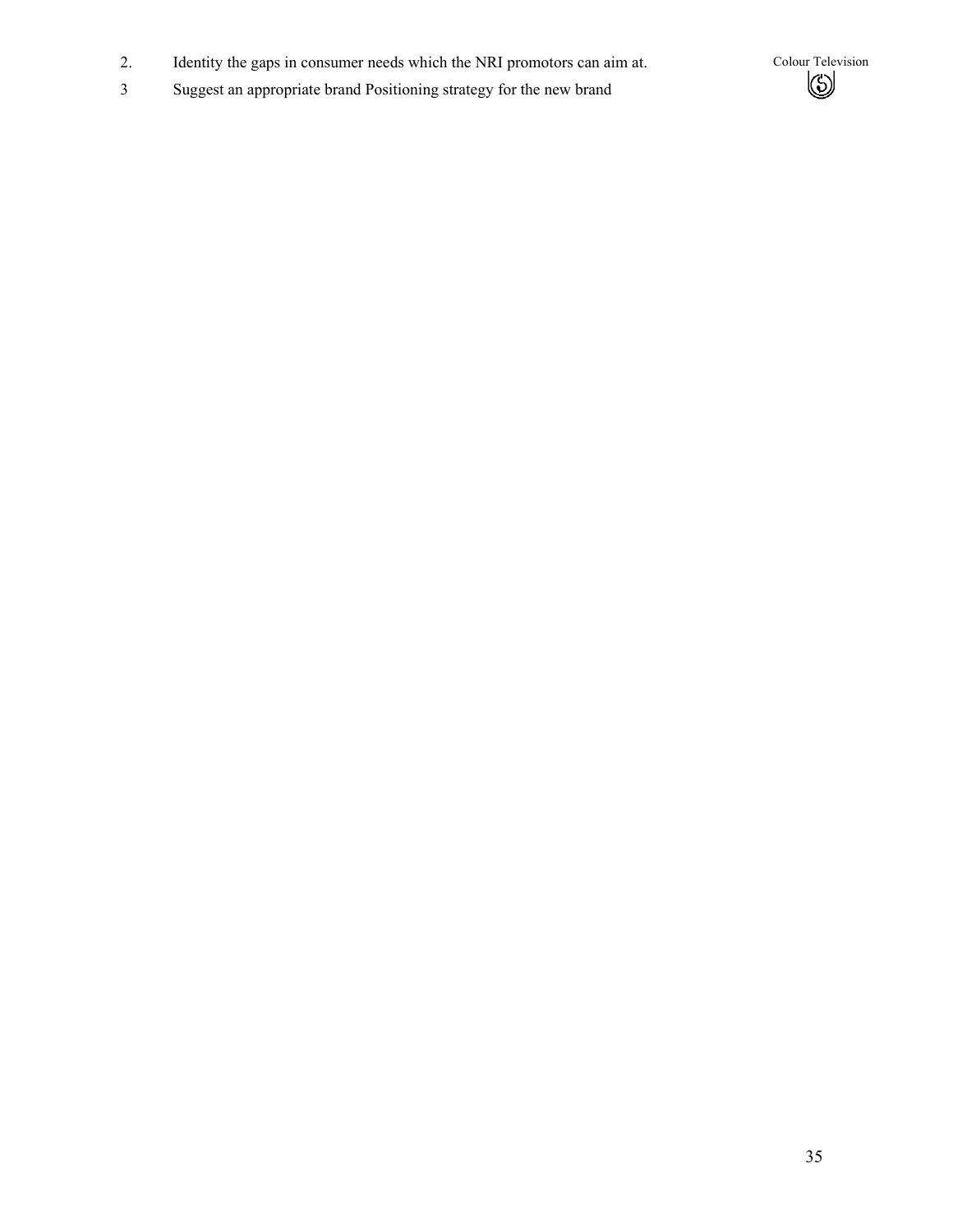2. Identity the gaps in consumer needs which the NRI promotors can aim at.
3 Suggest an appropriate brand Positioning strategy for the new brand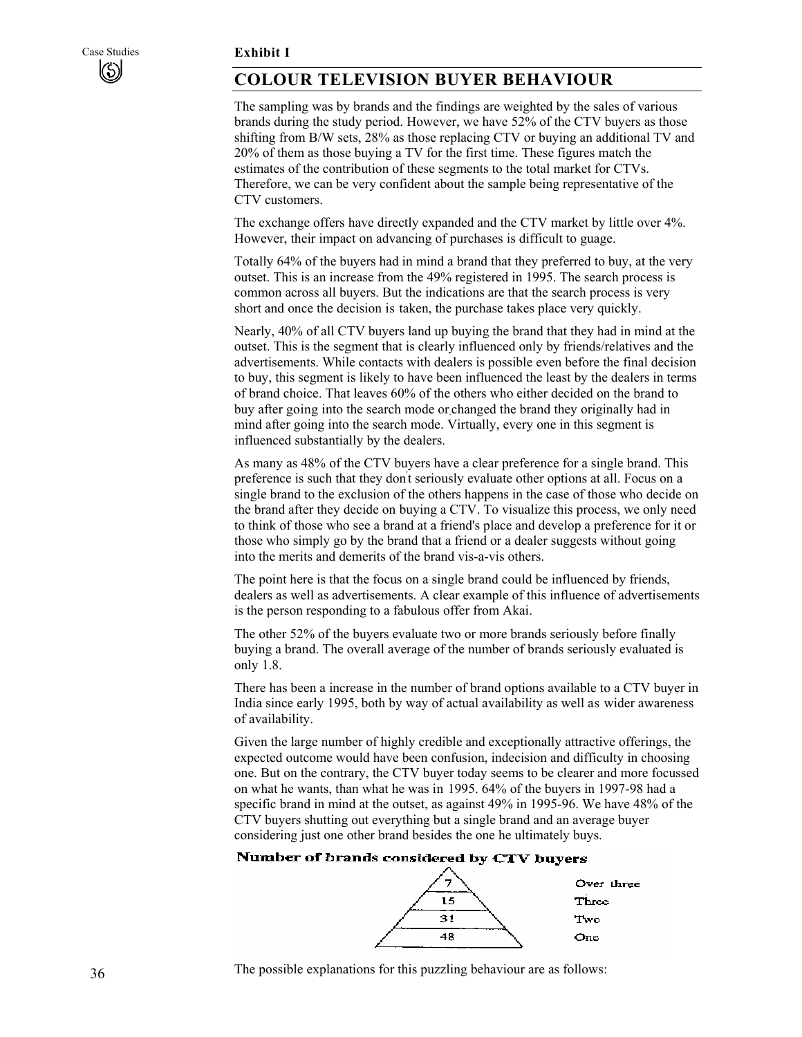**Exhibit I**

## COLOUR TELEVISION BUYER BEHAVIOUR

The sampling was by brands and the findings are weighted by the sales of various brands during the study period. However, we have 52% of the CTV buyers as those shifting from B/W sets, 28% as those replacing CTV or buying an additional TV and 20% of them as those buying a TV for the first time. These figures match the estimates of the contribution of these segments to the total market for CTVs. Therefore, we can be very confident about the sample being representative of the CTV customers.

The exchange offers have directly expanded and the CTV market by little over 4%. However, their impact on advancing of purchases is difficult to guage.

Totally 64% of the buyers had in mind a brand that they preferred to buy, at the very outset. This is an increase from the 49% registered in 1995. The search process is common across all buyers. But the indications are that the search process is very short and once the decision is taken, the purchase takes place very quickly.

Nearly, 40% of all CTV buyers land up buying the brand that they had in mind at the outset. This is the segment that is clearly influenced only by friends/relatives and the advertisements. While contacts with dealers is possible even before the final decision to buy, this segment is likely to have been influenced the least by the dealers in terms of brand choice. That leaves 60% of the others who either decided on the brand to buy after going into the search mode or changed the brand they originally had in mind after going into the search mode. Virtually, every one in this segment is influenced substantially by the dealers.

As many as 48% of the CTV buyers have a clear preference for a single brand. This preference is such that they don't seriously evaluate other options at all. Focus on a single brand to the exclusion of the others happens in the case of those who decide on the brand after they decide on buying a CTV. To visualize this process, we only need to think of those who see a brand at a friend's place and develop a preference for it or those who simply go by the brand that a friend or a dealer suggests without going into the merits and demerits of the brand vis-a-vis others.

The point here is that the focus on a single brand could be influenced by friends, dealers as well as advertisements. A clear example of this influence of advertisements is the person responding to a fabulous offer from Akai.

The other 52% of the buyers evaluate two or more brands seriously before finally buying a brand. The overall average of the number of brands seriously evaluated is only 1.8.

There has been a increase in the number of brand options available to a CTV buyer in India since early 1995, both by way of actual availability as well as wider awareness of availability.

Given the large number of highly credible and exceptionally attractive offerings, the expected outcome would have been confusion, indecision and difficulty in choosing one. But on the contrary, the CTV buyer today seems to be clearer and more focussed on what he wants, than what he was in 1995. 64% of the buyers in 1997-98 had a specific brand in mind at the outset, as against 49% in 1995-96. We have 48% of the CTV buyers shutting out everything but a single brand and an average buyer considering just one other brand besides the one he ultimately buys.

**Number of brands considered by CTV buyers**

| % of buyers | Number of brands |
|---|---|
| 7 | Over three |
| 15 | Three |
| 31 | Two |
| 48 | One |

The possible explanations for this puzzling behaviour are as follows: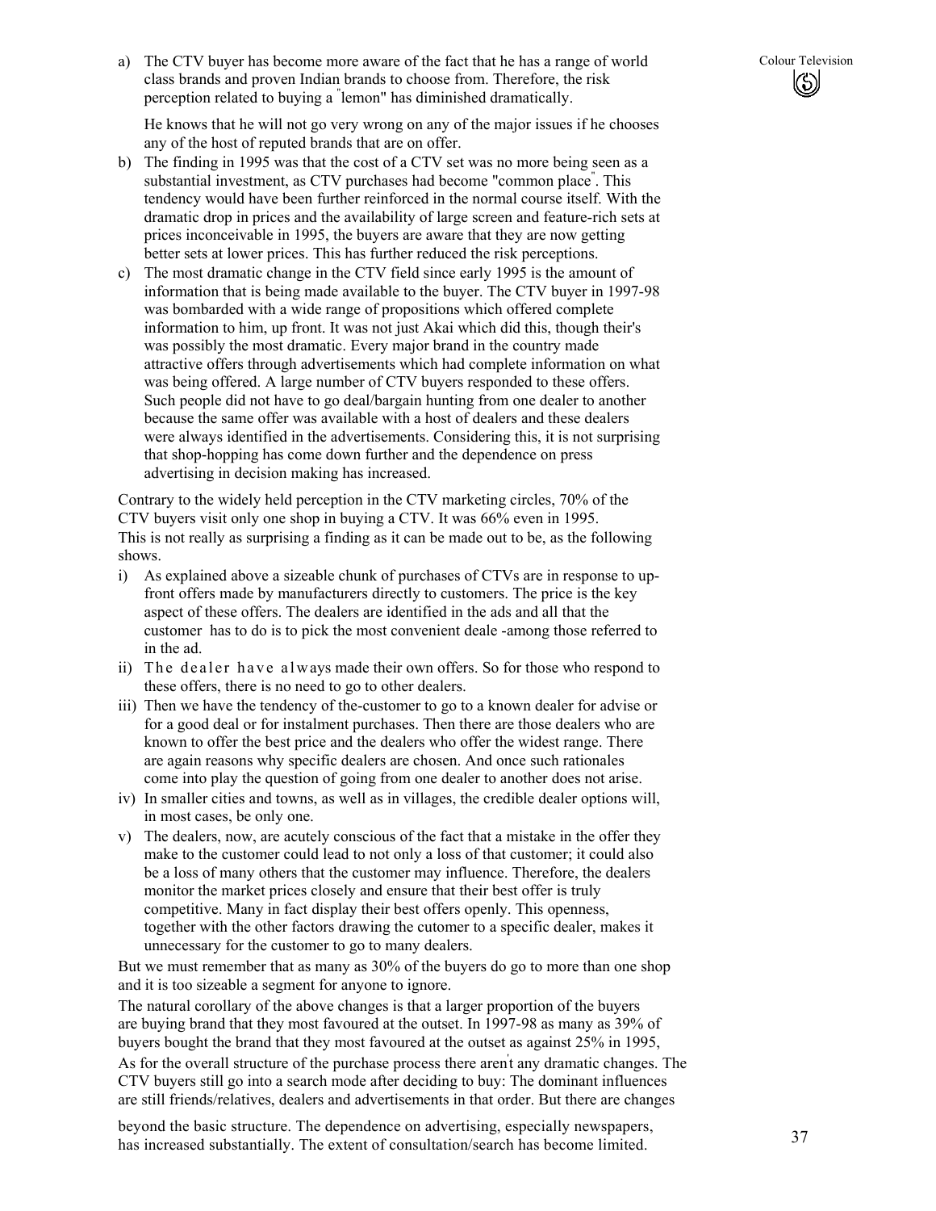a) The CTV buyer has become more aware of the fact that he has a range of world class brands and proven Indian brands to choose from. Therefore, the risk perception related to buying a "lemon" has diminished dramatically.

   He knows that he will not go very wrong on any of the major issues if he chooses any of the host of reputed brands that are on offer.

b) The finding in 1995 was that the cost of a CTV set was no more being seen as a substantial investment, as CTV purchases had become "common place". This tendency would have been further reinforced in the normal course itself. With the dramatic drop in prices and the availability of large screen and feature-rich sets at prices inconceivable in 1995, the buyers are aware that they are now getting better sets at lower prices. This has further reduced the risk perceptions.

c) The most dramatic change in the CTV field since early 1995 is the amount of information that is being made available to the buyer. The CTV buyer in 1997-98 was bombarded with a wide range of propositions which offered complete information to him, up front. It was not just Akai which did this, though their's was possibly the most dramatic. Every major brand in the country made attractive offers through advertisements which had complete information on what was being offered. A large number of CTV buyers responded to these offers. Such people did not have to go deal/bargain hunting from one dealer to another because the same offer was available with a host of dealers and these dealers were always identified in the advertisements. Considering this, it is not surprising that shop-hopping has come down further and the dependence on press advertising in decision making has increased.

Contrary to the widely held perception in the CTV marketing circles, 70% of the CTV buyers visit only one shop in buying a CTV. It was 66% even in 1995. This is not really as surprising a finding as it can be made out to be, as the following shows.

i) As explained above a sizeable chunk of purchases of CTVs are in response to up-front offers made by manufacturers directly to customers. The price is the key aspect of these offers. The dealers are identified in the ads and all that the customer has to do is to pick the most convenient deale -among those referred to in the ad.

ii) The dealer have always made their own offers. So for those who respond to these offers, there is no need to go to other dealers.

iii) Then we have the tendency of the-customer to go to a known dealer for advise or for a good deal or for instalment purchases. Then there are those dealers who are known to offer the best price and the dealers who offer the widest range. There are again reasons why specific dealers are chosen. And once such rationales come into play the question of going from one dealer to another does not arise.

iv) In smaller cities and towns, as well as in villages, the credible dealer options will, in most cases, be only one.

v) The dealers, now, are acutely conscious of the fact that a mistake in the offer they make to the customer could lead to not only a loss of that customer; it could also be a loss of many others that the customer may influence. Therefore, the dealers monitor the market prices closely and ensure that their best offer is truly competitive. Many in fact display their best offers openly. This openness, together with the other factors drawing the cutomer to a specific dealer, makes it unnecessary for the customer to go to many dealers.

But we must remember that as many as 30% of the buyers do go to more than one shop and it is too sizeable a segment for anyone to ignore.

The natural corollary of the above changes is that a larger proportion of the buyers are buying brand that they most favoured at the outset. In 1997-98 as many as 39% of buyers bought the brand that they most favoured at the outset as against 25% in 1995,

As for the overall structure of the purchase process there aren't any dramatic changes. The CTV buyers still go into a search mode after deciding to buy: The dominant influences are still friends/relatives, dealers and advertisements in that order. But there are changes beyond the basic structure. The dependence on advertising, especially newspapers, has increased substantially. The extent of consultation/search has become limited.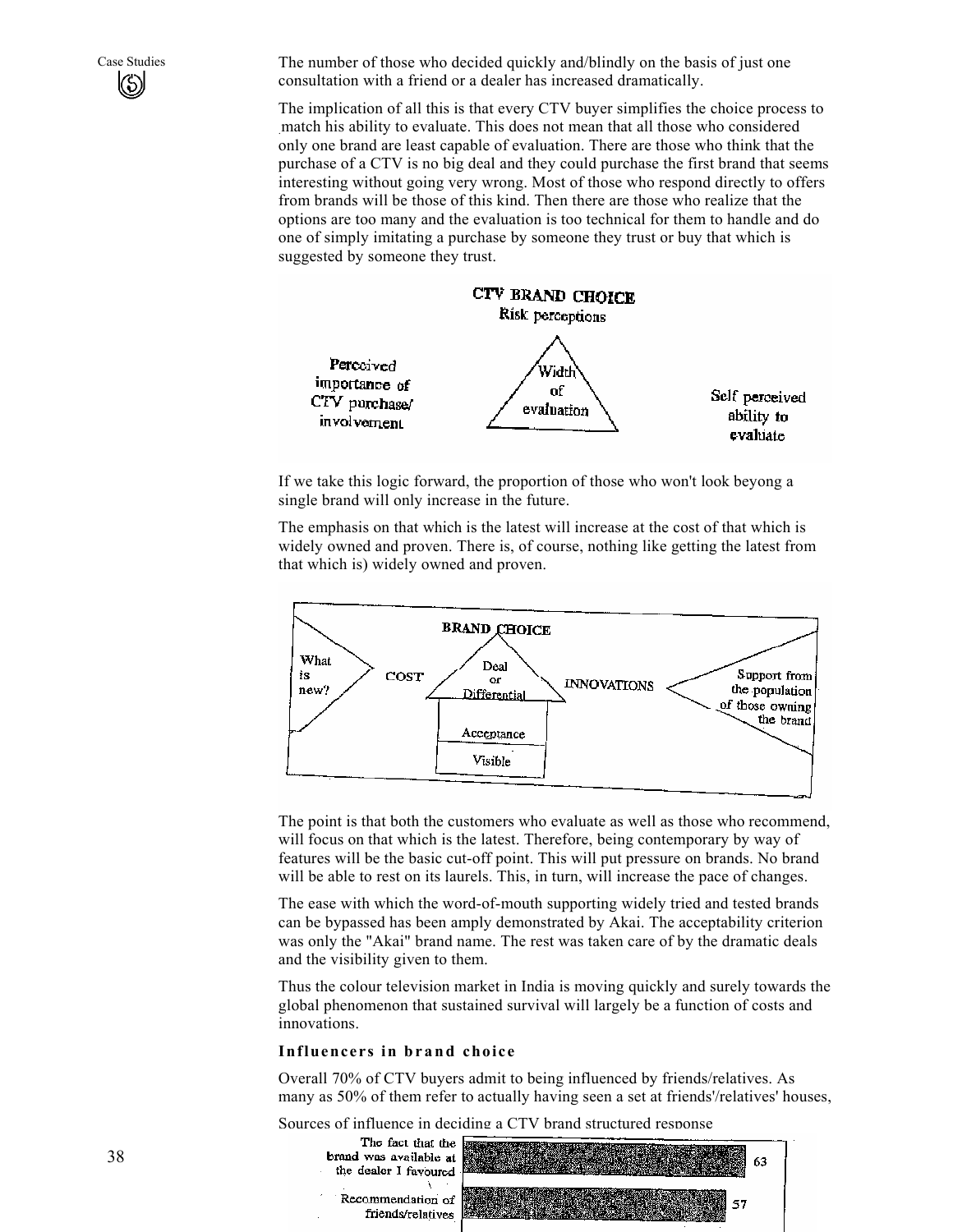The number of those who decided quickly and/blindly on the basis of just one consultation with a friend or a dealer has increased dramatically.

The implication of all this is that every CTV buyer simplifies the choice process to match his ability to evaluate. This does not mean that all those who considered only one brand are least capable of evaluation. There are those who think that the purchase of a CTV is no big deal and they could purchase the first brand that seems interesting without going very wrong. Most of those who respond directly to offers from brands will be those of this kind. Then there are those who realize that the options are too many and the evaluation is too technical for them to handle and do one of simply imitating a purchase by someone they trust or buy that which is suggested by someone they trust.

**CTV BRAND CHOICE**
Risk perceptions

Perceived importance of CTV purchase/ involvement

Width of evaluation

Self perceived ability to evaluate

If we take this logic forward, the proportion of those who won't look beyong a single brand will only increase in the future.

The emphasis on that which is the latest will increase at the cost of that which is widely owned and proven. There is, of course, nothing like getting the latest from that which is) widely owned and proven.

**BRAND CHOICE**

What is new? — COST — Deal or Differential — INNOVATIONS — Support from the population of those owning the brand

Acceptance

Visible

The point is that both the customers who evaluate as well as those who recommend, will focus on that which is the latest. Therefore, being contemporary by way of features will be the basic cut-off point. This will put pressure on brands. No brand will be able to rest on its laurels. This, in turn, will increase the pace of changes.

The ease with which the word-of-mouth supporting widely tried and tested brands can be bypassed has been amply demonstrated by Akai. The acceptability criterion was only the "Akai" brand name. The rest was taken care of by the dramatic deals and the visibility given to them.

Thus the colour television market in India is moving quickly and surely towards the global phenomenon that sustained survival will largely be a function of costs and innovations.

### Influencers in brand choice

Overall 70% of CTV buyers admit to being influenced by friends/relatives. As many as 50% of them refer to actually having seen a set at friends'/relatives' houses,

Sources of influence in deciding a CTV brand structured response

| Source | % |
|---|---|
| The fact that the brand was available at the dealer I favoured | 63 |
| Recommendation of friends/relatives | 57 |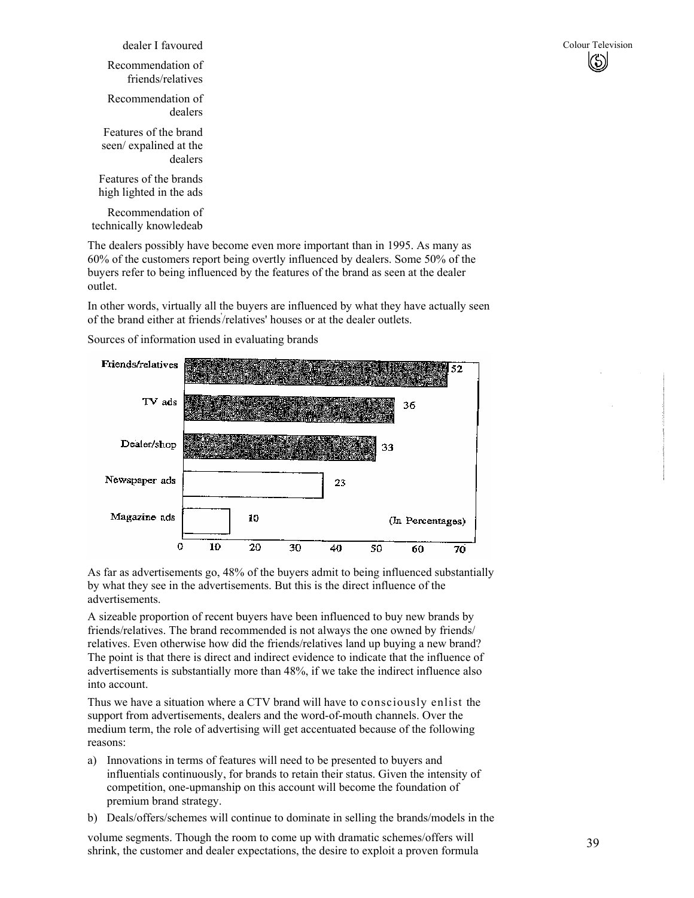dealer I favoured

Recommendation of friends/relatives

Recommendation of dealers

Features of the brand seen/ expalined at the dealers

Features of the brands high lighted in the ads

Recommendation of technically knowledeab

The dealers possibly have become even more important than in 1995. As many as 60% of the customers report being overtly influenced by dealers. Some 50% of the buyers refer to being influenced by the features of the brand as seen at the dealer outlet.

In other words, virtually all the buyers are influenced by what they have actually seen of the brand either at friends'/relatives' houses or at the dealer outlets.

Sources of information used in evaluating brands

| Source | Percentage |
|---|---|
| Friends/relatives | 52 |
| TV ads | 36 |
| Dealer/shop | 33 |
| Newspaper ads | 23 |
| Magazine ads | 10 |

(In Percentages)

As far as advertisements go, 48% of the buyers admit to being influenced substantially by what they see in the advertisements. But this is the direct influence of the advertisements.

A sizeable proportion of recent buyers have been influenced to buy new brands by friends/relatives. The brand recommended is not always the one owned by friends/ relatives. Even otherwise how did the friends/relatives land up buying a new brand? The point is that there is direct and indirect evidence to indicate that the influence of advertisements is substantially more than 48%, if we take the indirect influence also into account.

Thus we have a situation where a CTV brand will have to consciously enlist the support from advertisements, dealers and the word-of-mouth channels. Over the medium term, the role of advertising will get accentuated because of the following reasons:

a) Innovations in terms of features will need to be presented to buyers and influentials continuously, for brands to retain their status. Given the intensity of competition, one-upmanship on this account will become the foundation of premium brand strategy.

b) Deals/offers/schemes will continue to dominate in selling the brands/models in the volume segments. Though the room to come up with dramatic schemes/offers will shrink, the customer and dealer expectations, the desire to exploit a proven formula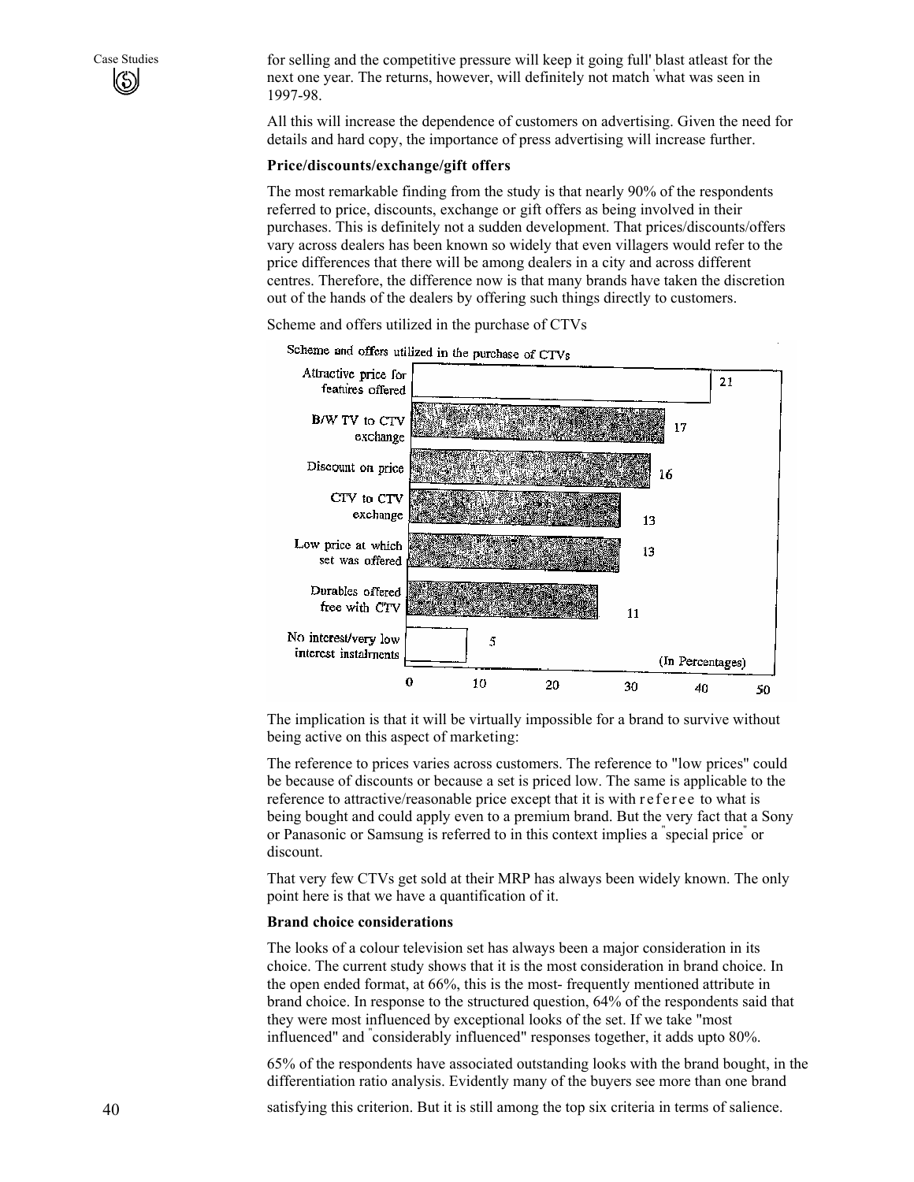for selling and the competitive pressure will keep it going full' blast atleast for the next one year. The returns, however, will definitely not match 'what was seen in 1997-98.

All this will increase the dependence of customers on advertising. Given the need for details and hard copy, the importance of press advertising will increase further.

**Price/discounts/exchange/gift offers**

The most remarkable finding from the study is that nearly 90% of the respondents referred to price, discounts, exchange or gift offers as being involved in their purchases. This is definitely not a sudden development. That prices/discounts/offers vary across dealers has been known so widely that even villagers would refer to the price differences that there will be among dealers in a city and across different centres. Therefore, the difference now is that many brands have taken the discretion out of the hands of the dealers by offering such things directly to customers.

Scheme and offers utilized in the purchase of CTVs

| Scheme and offers utilized in the purchase of CTVs | (In Percentages) |
| --- | --- |
| Attractive price for features offered | 21 |
| B/W TV to CTV exchange | 17 |
| Discount on price | 16 |
| CTV to CTV exchange | 13 |
| Low price at which set was offered | 13 |
| Durables offered free with CTV | 11 |
| No interest/very low interest instalments | 5 |

The implication is that it will be virtually impossible for a brand to survive without being active on this aspect of marketing:

The reference to prices varies across customers. The reference to "low prices" could be because of discounts or because a set is priced low. The same is applicable to the reference to attractive/reasonable price except that it is with referee to what is being bought and could apply even to a premium brand. But the very fact that a Sony or Panasonic or Samsung is referred to in this context implies a "special price" or discount.

That very few CTVs get sold at their MRP has always been widely known. The only point here is that we have a quantification of it.

**Brand choice considerations**

The looks of a colour television set has always been a major consideration in its choice. The current study shows that it is the most consideration in brand choice. In the open ended format, at 66%, this is the most- frequently mentioned attribute in brand choice. In response to the structured question, 64% of the respondents said that they were most influenced by exceptional looks of the set. If we take "most influenced" and "considerably influenced" responses together, it adds upto 80%.

65% of the respondents have associated outstanding looks with the brand bought, in the differentiation ratio analysis. Evidently many of the buyers see more than one brand satisfying this criterion. But it is still among the top six criteria in terms of salience.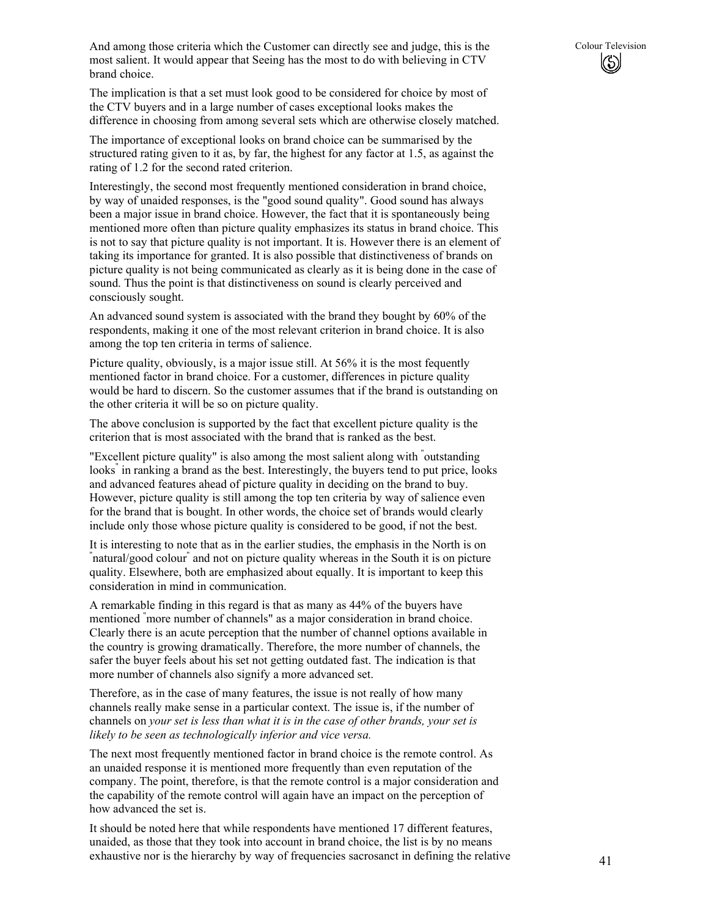And among those criteria which the Customer can directly see and judge, this is the most salient. It would appear that Seeing has the most to do with believing in CTV brand choice.

The implication is that a set must look good to be considered for choice by most of the CTV buyers and in a large number of cases exceptional looks makes the difference in choosing from among several sets which are otherwise closely matched.

The importance of exceptional looks on brand choice can be summarised by the structured rating given to it as, by far, the highest for any factor at 1.5, as against the rating of 1.2 for the second rated criterion.

Interestingly, the second most frequently mentioned consideration in brand choice, by way of unaided responses, is the "good sound quality". Good sound has always been a major issue in brand choice. However, the fact that it is spontaneously being mentioned more often than picture quality emphasizes its status in brand choice. This is not to say that picture quality is not important. It is. However there is an element of taking its importance for granted. It is also possible that distinctiveness of brands on picture quality is not being communicated as clearly as it is being done in the case of sound. Thus the point is that distinctiveness on sound is clearly perceived and consciously sought.

An advanced sound system is associated with the brand they bought by 60% of the respondents, making it one of the most relevant criterion in brand choice. It is also among the top ten criteria in terms of salience.

Picture quality, obviously, is a major issue still. At 56% it is the most fequently mentioned factor in brand choice. For a customer, differences in picture quality would be hard to discern. So the customer assumes that if the brand is outstanding on the other criteria it will be so on picture quality.

The above conclusion is supported by the fact that excellent picture quality is the criterion that is most associated with the brand that is ranked as the best.

"Excellent picture quality" is also among the most salient along with "outstanding looks" in ranking a brand as the best. Interestingly, the buyers tend to put price, looks and advanced features ahead of picture quality in deciding on the brand to buy. However, picture quality is still among the top ten criteria by way of salience even for the brand that is bought. In other words, the choice set of brands would clearly include only those whose picture quality is considered to be good, if not the best.

It is interesting to note that as in the earlier studies, the emphasis in the North is on "natural/good colour" and not on picture quality whereas in the South it is on picture quality. Elsewhere, both are emphasized about equally. It is important to keep this consideration in mind in communication.

A remarkable finding in this regard is that as many as 44% of the buyers have mentioned "more number of channels" as a major consideration in brand choice. Clearly there is an acute perception that the number of channel options available in the country is growing dramatically. Therefore, the more number of channels, the safer the buyer feels about his set not getting outdated fast. The indication is that more number of channels also signify a more advanced set.

Therefore, as in the case of many features, the issue is not really of how many channels really make sense in a particular context. The issue is, if the number of channels on *your set is less than what it is in the case of other brands, your set is likely to be seen as technologically inferior and vice versa.*

The next most frequently mentioned factor in brand choice is the remote control. As an unaided response it is mentioned more frequently than even reputation of the company. The point, therefore, is that the remote control is a major consideration and the capability of the remote control will again have an impact on the perception of how advanced the set is.

It should be noted here that while respondents have mentioned 17 different features, unaided, as those that they took into account in brand choice, the list is by no means exhaustive nor is the hierarchy by way of frequencies sacrosanct in defining the relative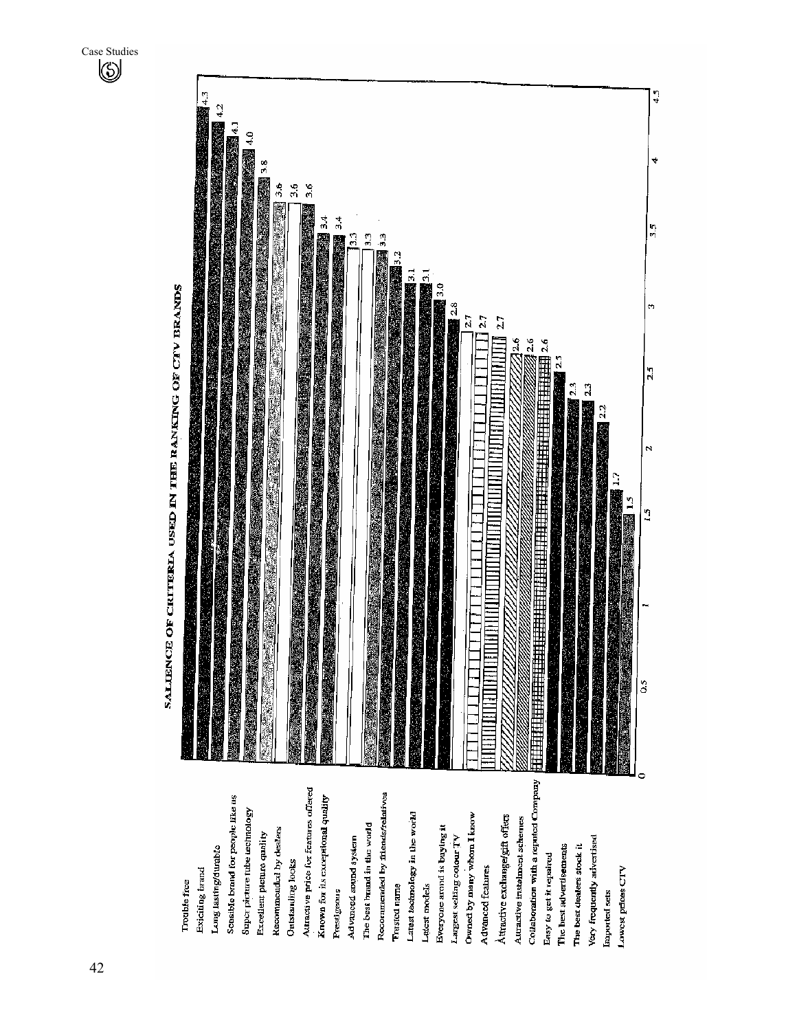## SALIENCE OF CRITERIA USED IN THE RANKING OF CTV BRANDS

| Criteria | Salience |
|---|---|
| Trouble free | 4.3 |
| Exciting brand | 4.2 |
| Long lasting/durable | 4.1 |
| Sensible brand for people like us | 4.0 |
| Super picture tube technology | 3.8 |
| Excellent picture quality | 3.6 |
| Recommended by dealers | 3.6 |
| Outstanding looks | 3.6 |
| Attractive price for features offered | 3.4 |
| Known for its exceptional quality | 3.4 |
| Prestigious | 3.3 |
| Advanced sound system | 3.3 |
| The best brand in the world | 3.3 |
| Recommended by friends/relatives | 3.2 |
| Trusted name | 3.1 |
| Latest technology in the world | 3.1 |
| Latest models | 3.0 |
| Everyone around is buying it | 2.8 |
| Largest selling colour TV | 2.7 |
| Owned by many whom I know | 2.7 |
| Advanced features | 2.7 |
| Attractive exchange/gift offers | 2.6 |
| Attractive instalment schemes | 2.6 |
| Collaboration with a reputed Company | 2.6 |
| Easy to get it repaired | 2.5 |
| The best advertisements | 2.3 |
| The best dealers stock it | 2.3 |
| Very frequently advertised | 2.2 |
| Imported sets | 1.7 |
| Lowest priced CTV | 1.5 |

Scale: 0, 0.5, 1, 1.5, 2, 2.5, 3, 3.5, 4, 4.5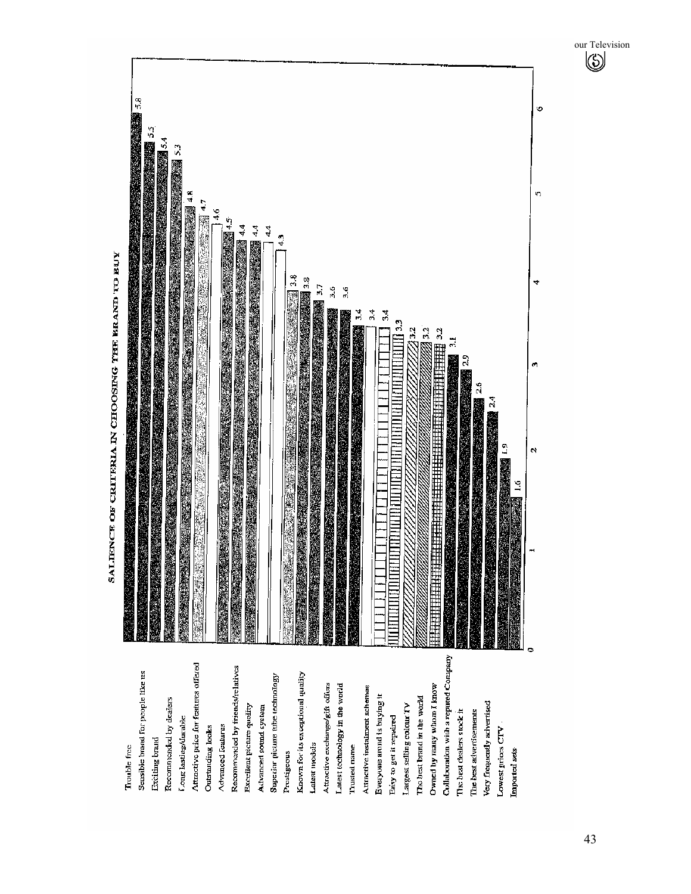## SALIENCE OF CRITERIA IN CHOOSING THE BRAND TO BUY

| Criteria | Score |
|---|---|
| Trouble free | 5.8 |
| Sensible brand for people like us | 5.5 |
| Exciting brand | 5.4 |
| Recommended by dealers | 5.3 |
| Long lasting/durable | 4.8 |
| Attractive price for features offered | 4.7 |
| Outstanding looks | 4.6 |
| Advanced features | 4.5 |
| Recommended by friends/relatives | 4.4 |
| Excellent picture quality | 4.4 |
| Advanced sound system | 4.4 |
| Superior picture tube technology | 4.3 |
| Prestigeous | 3.8 |
| Known for its exceptional quality | 3.8 |
| Latest models | 3.7 |
| Attractive exchange/gift offers | 3.6 |
| Latest technology in the world | 3.6 |
| Trusted name | 3.4 |
| Attractive instalment schemes | 3.4 |
| Everyone around is buying it | 3.4 |
| Easy to get it repaired | 3.3 |
| Largest selling colour TV | 3.2 |
| The best brand in the world | 3.2 |
| Owned by many whom I know | 3.2 |
| Collaboration with a reputed Company | 3.1 |
| The best dealers stock it | 2.9 |
| The best advertisements | 2.6 |
| Very frequently advertised | 2.4 |
| Lowest prices CTV | 1.9 |
| Imported sets | 1.6 |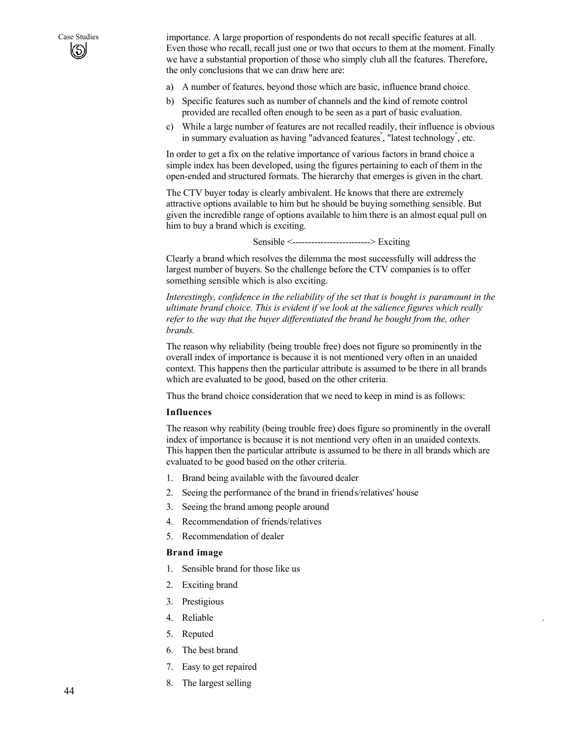importance. A large proportion of respondents do not recall specific features at all. Even those who recall, recall just one or two that occurs to them at the moment. Finally we have a substantial proportion of those who simply club all the features. Therefore, the only conclusions that we can draw here are:

a) A number of features, beyond those which are basic, influence brand choice.
b) Specific features such as number of channels and the kind of remote control provided are recalled often enough to be seen as a part of basic evaluation.
c) While a large number of features are not recalled readily, their influence is obvious in summary evaluation as having "advanced features", "latest technology", etc.

In order to get a fix on the relative importance of various factors in brand choice a simple index has been developed, using the figures pertaining to each of them in the open-ended and structured formats. The hierarchy that emerges is given in the chart.

The CTV buyer today is clearly ambivalent. He knows that there are extremely attractive options available to him but he should be buying something sensible. But given the incredible range of options available to him there is an almost equal pull on him to buy a brand which is exciting.

Sensible <-------------------------> Exciting

Clearly a brand which resolves the dilemma the most successfully will address the largest number of buyers. So the challenge before the CTV companies is to offer something sensible which is also exciting.

*Interestingly, confidence in the reliability of the set that is bought is paramount in the ultimate brand choice. This is evident if we look at the salience figures which really refer to the way that the buyer differentiated the brand he bought from the, other brands.*

The reason why reliability (being trouble free) does not figure so prominently in the overall index of importance is because it is not mentioned very often in an unaided context. This happens then the particular attribute is assumed to be there in all brands which are evaluated to be good, based on the other criteria.

Thus the brand choice consideration that we need to keep in mind is as follows:

**Influences**

The reason why reability (being trouble free) does figure so prominently in the overall index of importance is because it is not mentiond very often in an unaided contexts. This happen then the particular attribute is assumed to be there in all brands which are evaluated to be good based on the other criteria.

1. Brand being available with the favoured dealer
2. Seeing the performance of the brand in friend's/relatives' house
3. Seeing the brand among people around
4. Recommendation of friends/relatives
5. Recommendation of dealer

**Brand image**

1. Sensible brand for those like us
2. Exciting brand
3. Prestigious
4. Reliable
5. Reputed
6. The best brand
7. Easy to get repaired
8. The largest selling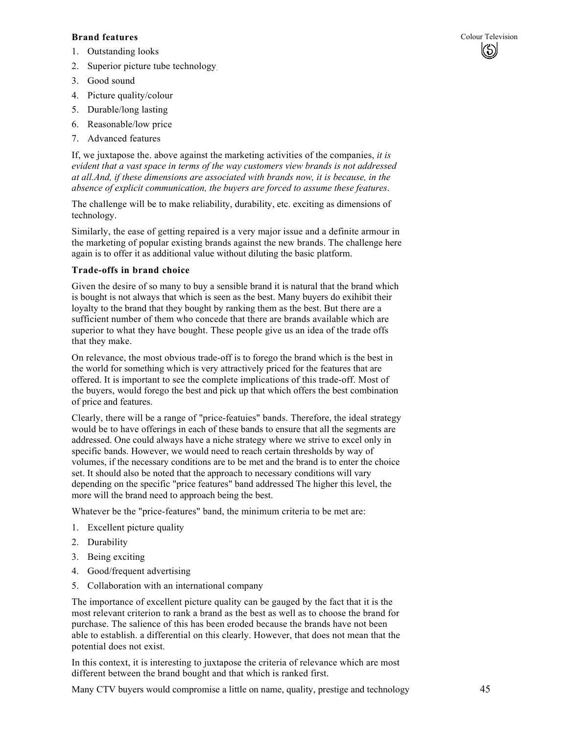**Brand features**

1. Outstanding looks
2. Superior picture tube technology.
3. Good sound
4. Picture quality/colour
5. Durable/long lasting
6. Reasonable/low price
7. Advanced features

If, we juxtapose the. above against the marketing activities of the companies, *it is evident that a vast space in terms of the way customers view brands is not addressed at all.And, if these dimensions are associated with brands now, it is because, in the absence of explicit communication, the buyers are forced to assume these features*.

The challenge will be to make reliability, durability, etc. exciting as dimensions of technology.

Similarly, the ease of getting repaired is a very major issue and a definite armour in the marketing of popular existing brands against the new brands. The challenge here again is to offer it as additional value without diluting the basic platform.

**Trade-offs in brand choice**

Given the desire of so many to buy a sensible brand it is natural that the brand which is bought is not always that which is seen as the best. Many buyers do exihibit their loyalty to the brand that they bought by ranking them as the best. But there are a sufficient number of them who concede that there are brands available which are superior to what they have bought. These people give us an idea of the trade offs that they make.

On relevance, the most obvious trade-off is to forego the brand which is the best in the world for something which is very attractively priced for the features that are offered. It is important to see the complete implications of this trade-off. Most of the buyers, would forego the best and pick up that which offers the best combination of price and features.

Clearly, there will be a range of "price-featuies" bands. Therefore, the ideal strategy would be to have offerings in each of these bands to ensure that all the segments are addressed. One could always have a niche strategy where we strive to excel only in specific bands. However, we would need to reach certain thresholds by way of volumes, if the necessary conditions are to be met and the brand is to enter the choice set. It should also be noted that the approach to necessary conditions will vary depending on the specific "price features" band addressed The higher this level, the more will the brand need to approach being the best.

Whatever be the "price-features" band, the minimum criteria to be met are:

1. Excellent picture quality
2. Durability
3. Being exciting
4. Good/frequent advertising
5. Collaboration with an international company

The importance of excellent picture quality can be gauged by the fact that it is the most relevant criterion to rank a brand as the best as well as to choose the brand for purchase. The salience of this has been eroded because the brands have not been able to establish. a differential on this clearly. However, that does not mean that the potential does not exist.

In this context, it is interesting to juxtapose the criteria of relevance which are most different between the brand bought and that which is ranked first.

Many CTV buyers would compromise a little on name, quality, prestige and technology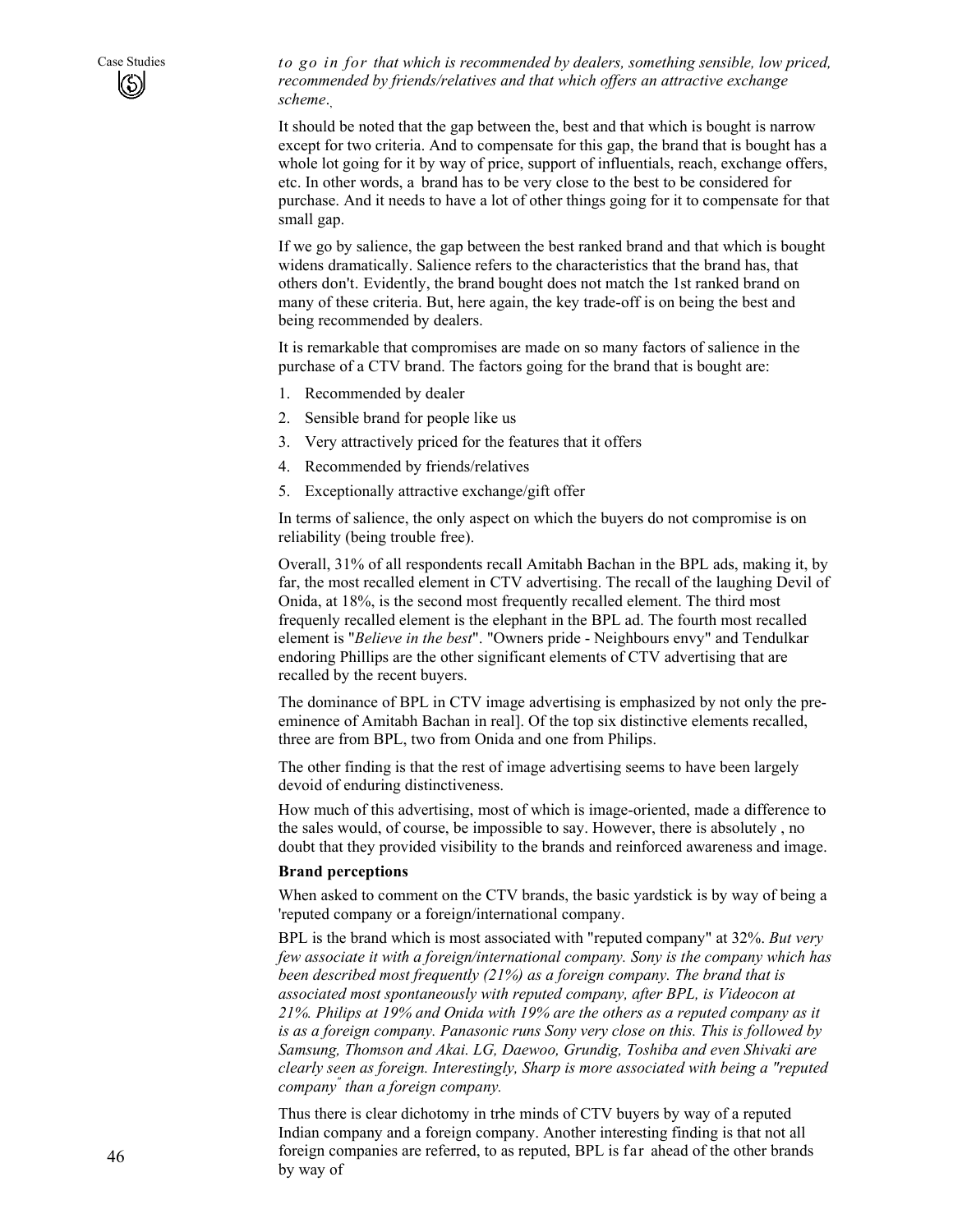*to go in for that which is recommended by dealers, something sensible, low priced, recommended by friends/relatives and that which offers an attractive exchange scheme.*,

It should be noted that the gap between the, best and that which is bought is narrow except for two criteria. And to compensate for this gap, the brand that is bought has a whole lot going for it by way of price, support of influentials, reach, exchange offers, etc. In other words, a brand has to be very close to the best to be considered for purchase. And it needs to have a lot of other things going for it to compensate for that small gap.

If we go by salience, the gap between the best ranked brand and that which is bought widens dramatically. Salience refers to the characteristics that the brand has, that others don't. Evidently, the brand bought does not match the 1st ranked brand on many of these criteria. But, here again, the key trade-off is on being the best and being recommended by dealers.

It is remarkable that compromises are made on so many factors of salience in the purchase of a CTV brand. The factors going for the brand that is bought are:

1. Recommended by dealer
2. Sensible brand for people like us
3. Very attractively priced for the features that it offers
4. Recommended by friends/relatives
5. Exceptionally attractive exchange/gift offer

In terms of salience, the only aspect on which the buyers do not compromise is on reliability (being trouble free).

Overall, 31% of all respondents recall Amitabh Bachan in the BPL ads, making it, by far, the most recalled element in CTV advertising. The recall of the laughing Devil of Onida, at 18%, is the second most frequently recalled element. The third most frequenly recalled element is the elephant in the BPL ad. The fourth most recalled element is "*Believe in the best*". "Owners pride - Neighbours envy" and Tendulkar endoring Phillips are the other significant elements of CTV advertising that are recalled by the recent buyers.

The dominance of BPL in CTV image advertising is emphasized by not only the pre-eminence of Amitabh Bachan in real]. Of the top six distinctive elements recalled, three are from BPL, two from Onida and one from Philips.

The other finding is that the rest of image advertising seems to have been largely devoid of enduring distinctiveness.

How much of this advertising, most of which is image-oriented, made a difference to the sales would, of course, be impossible to say. However, there is absolutely , no doubt that they provided visibility to the brands and reinforced awareness and image.

**Brand perceptions**

When asked to comment on the CTV brands, the basic yardstick is by way of being a 'reputed company or a foreign/international company.

BPL is the brand which is most associated with "reputed company" at 32%. *But very few associate it with a foreign/international company. Sony is the company which has been described most frequently (21%) as a foreign company. The brand that is associated most spontaneously with reputed company, after BPL, is Videocon at 21%. Philips at 19% and Onida with 19% are the others as a reputed company as it is as a foreign company. Panasonic runs Sony very close on this. This is followed by Samsung, Thomson and Akai. LG, Daewoo, Grundig, Toshiba and even Shivaki are clearly seen as foreign. Interestingly, Sharp is more associated with being a "reputed company" than a foreign company.*

Thus there is clear dichotomy in trhe minds of CTV buyers by way of a reputed Indian company and a foreign company. Another interesting finding is that not all foreign companies are referred, to as reputed, BPL is far ahead of the other brands by way of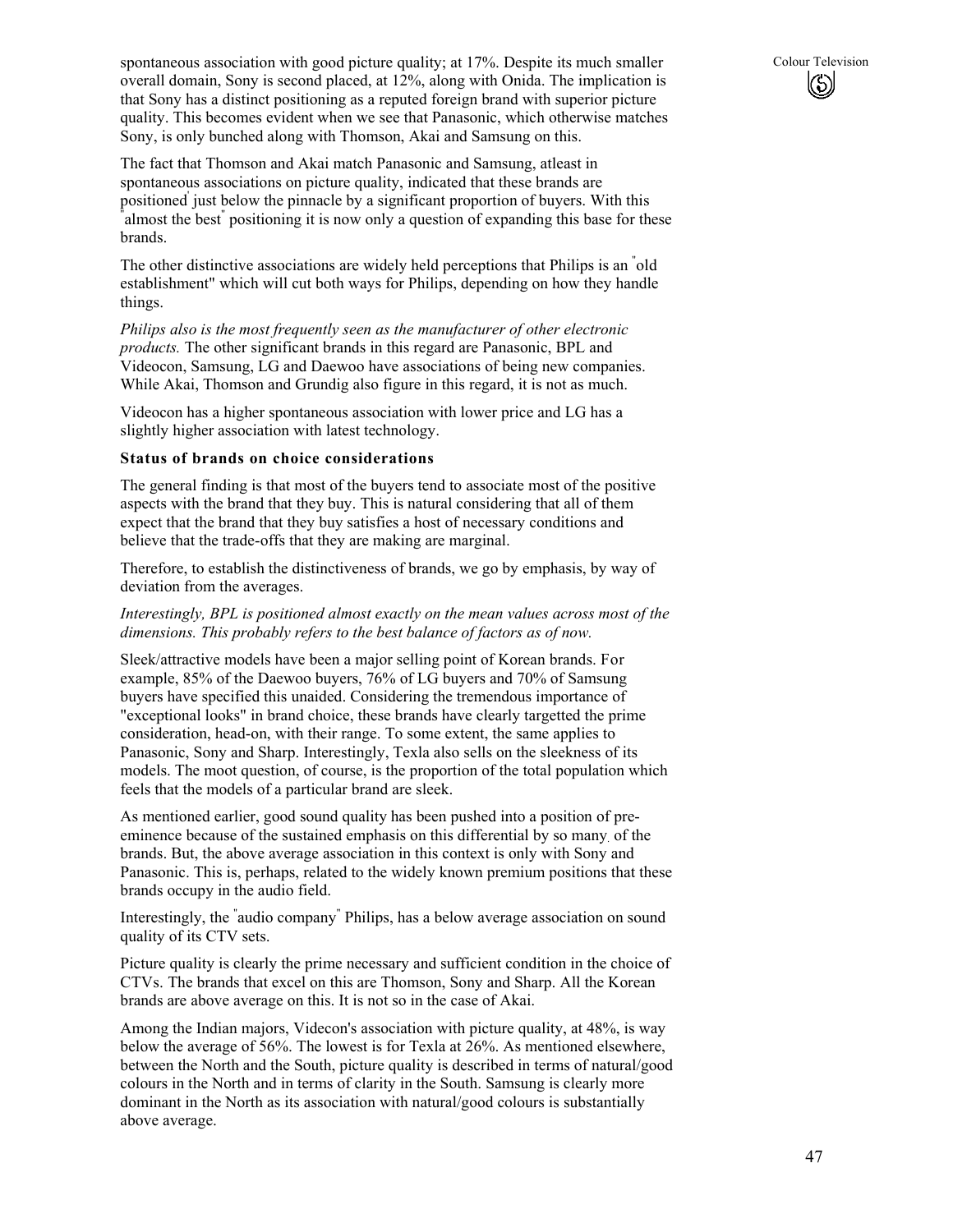spontaneous association with good picture quality; at 17%. Despite its much smaller overall domain, Sony is second placed, at 12%, along with Onida. The implication is that Sony has a distinct positioning as a reputed foreign brand with superior picture quality. This becomes evident when we see that Panasonic, which otherwise matches Sony, is only bunched along with Thomson, Akai and Samsung on this.

The fact that Thomson and Akai match Panasonic and Samsung, atleast in spontaneous associations on picture quality, indicated that these brands are positioned just below the pinnacle by a significant proportion of buyers. With this "almost the best" positioning it is now only a question of expanding this base for these brands.

The other distinctive associations are widely held perceptions that Philips is an "old establishment" which will cut both ways for Philips, depending on how they handle things.

*Philips also is the most frequently seen as the manufacturer of other electronic products.* The other significant brands in this regard are Panasonic, BPL and Videocon, Samsung, LG and Daewoo have associations of being new companies. While Akai, Thomson and Grundig also figure in this regard, it is not as much.

Videocon has a higher spontaneous association with lower price and LG has a slightly higher association with latest technology.

**Status of brands on choice considerations**

The general finding is that most of the buyers tend to associate most of the positive aspects with the brand that they buy. This is natural considering that all of them expect that the brand that they buy satisfies a host of necessary conditions and believe that the trade-offs that they are making are marginal.

Therefore, to establish the distinctiveness of brands, we go by emphasis, by way of deviation from the averages.

*Interestingly, BPL is positioned almost exactly on the mean values across most of the dimensions. This probably refers to the best balance of factors as of now.*

Sleek/attractive models have been a major selling point of Korean brands. For example, 85% of the Daewoo buyers, 76% of LG buyers and 70% of Samsung buyers have specified this unaided. Considering the tremendous importance of "exceptional looks" in brand choice, these brands have clearly targetted the prime consideration, head-on, with their range. To some extent, the same applies to Panasonic, Sony and Sharp. Interestingly, Texla also sells on the sleekness of its models. The moot question, of course, is the proportion of the total population which feels that the models of a particular brand are sleek.

As mentioned earlier, good sound quality has been pushed into a position of pre-eminence because of the sustained emphasis on this differential by so many of the brands. But, the above average association in this context is only with Sony and Panasonic. This is, perhaps, related to the widely known premium positions that these brands occupy in the audio field.

Interestingly, the "audio company" Philips, has a below average association on sound quality of its CTV sets.

Picture quality is clearly the prime necessary and sufficient condition in the choice of CTVs. The brands that excel on this are Thomson, Sony and Sharp. All the Korean brands are above average on this. It is not so in the case of Akai.

Among the Indian majors, Videcon's association with picture quality, at 48%, is way below the average of 56%. The lowest is for Texla at 26%. As mentioned elsewhere, between the North and the South, picture quality is described in terms of natural/good colours in the North and in terms of clarity in the South. Samsung is clearly more dominant in the North as its association with natural/good colours is substantially above average.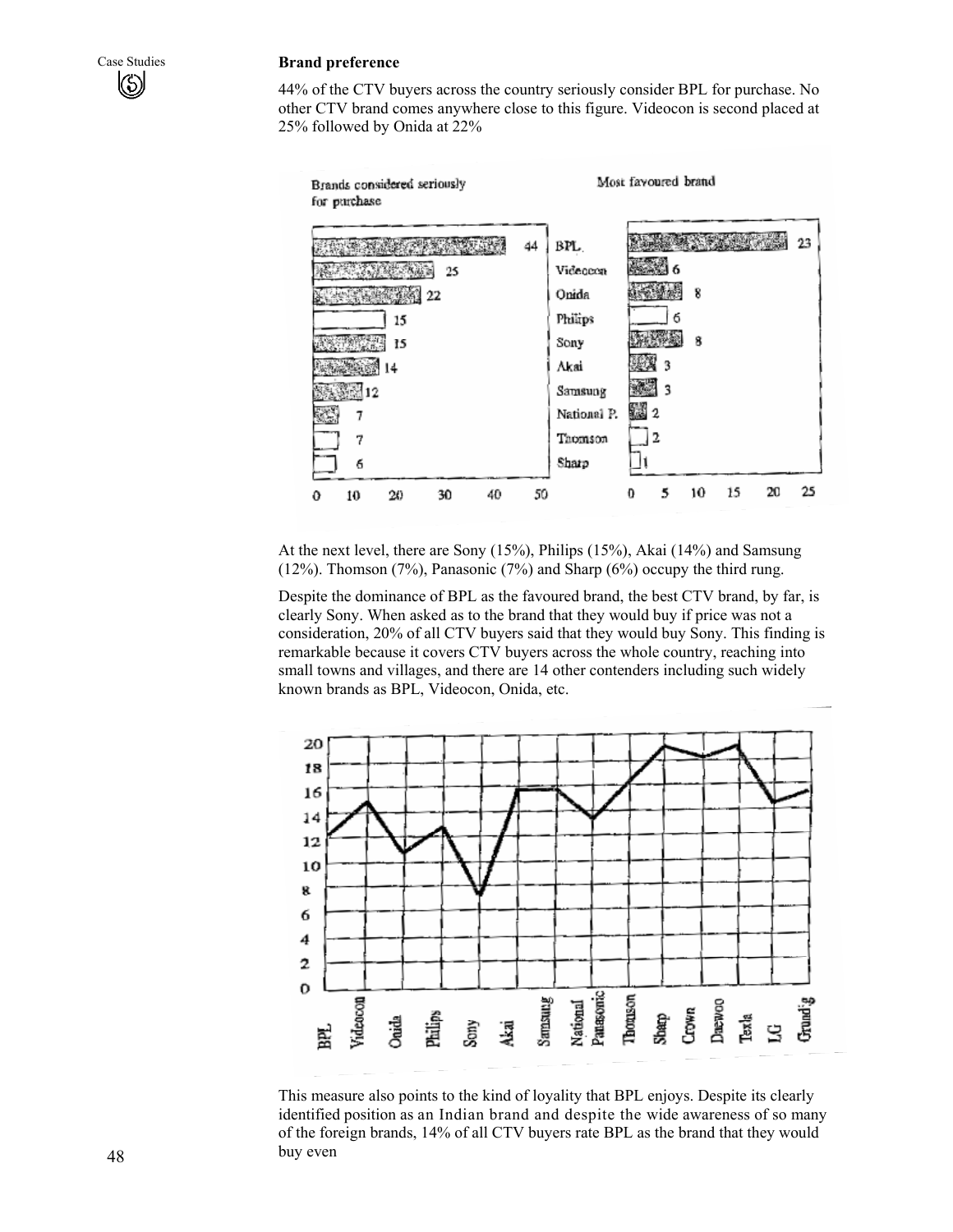## Brand preference

44% of the CTV buyers across the country seriously consider BPL for purchase. No other CTV brand comes anywhere close to this figure. Videocon is second placed at 25% followed by Onida at 22%

| Brand | Brands considered seriously for purchase | Most favoured brand |
|---|---|---|
| BPL | 44 | 23 |
| Videocon | 25 | 6 |
| Onida | 22 | 8 |
| Philips | 15 | 6 |
| Sony | 15 | 8 |
| Akai | 14 | 3 |
| Samsung | 12 | 3 |
| National P. | 7 | 2 |
| Thomson | 7 | 2 |
| Sharp | 6 | 1 |

At the next level, there are Sony (15%), Philips (15%), Akai (14%) and Samsung (12%). Thomson (7%), Panasonic (7%) and Sharp (6%) occupy the third rung.

Despite the dominance of BPL as the favoured brand, the best CTV brand, by far, is clearly Sony. When asked as to the brand that they would buy if price was not a consideration, 20% of all CTV buyers said that they would buy Sony. This finding is remarkable because it covers CTV buyers across the whole country, reaching into small towns and villages, and there are 14 other contenders including such widely known brands as BPL, Videocon, Onida, etc.

This measure also points to the kind of loyality that BPL enjoys. Despite its clearly identified position as an Indian brand and despite the wide awareness of so many of the foreign brands, 14% of all CTV buyers rate BPL as the brand that they would buy even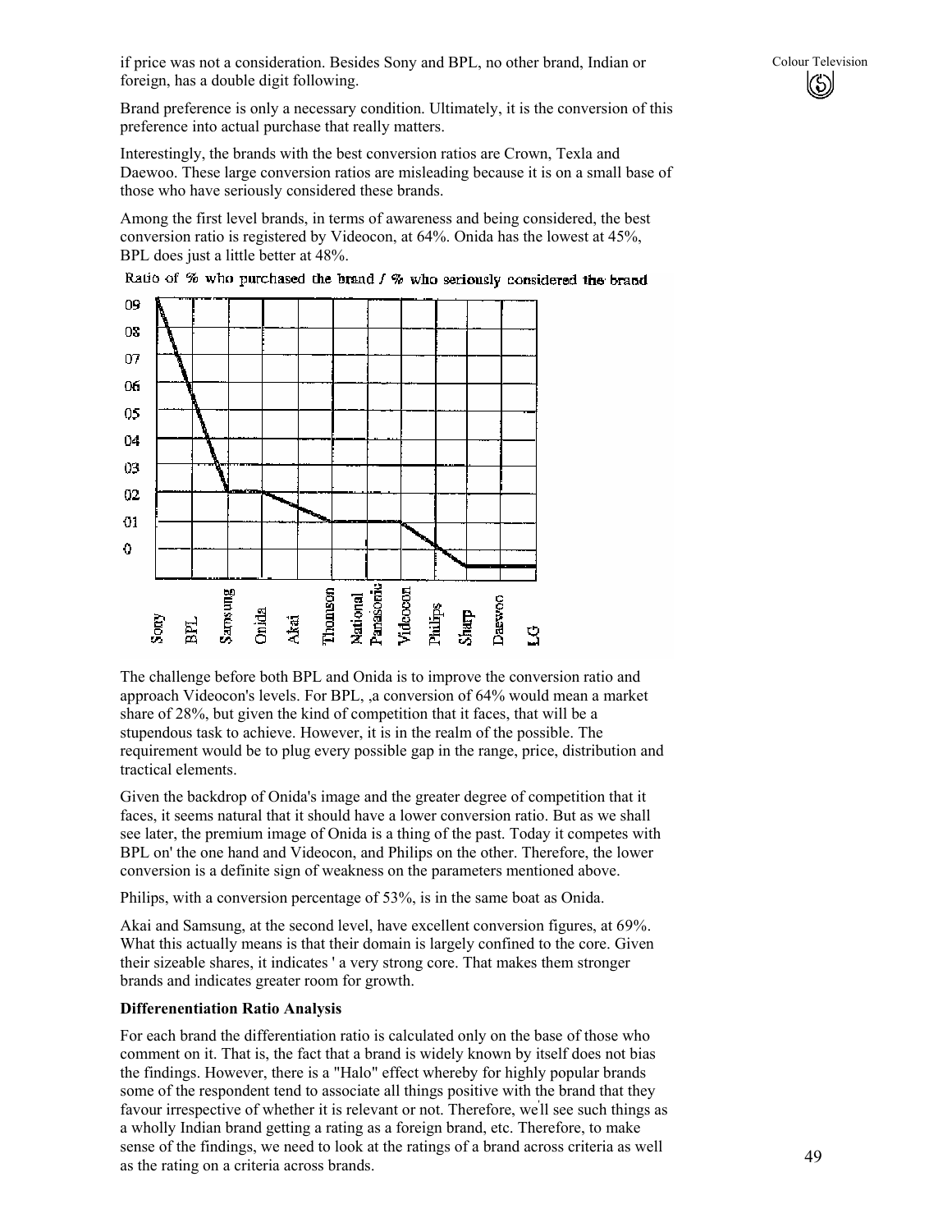if price was not a consideration. Besides Sony and BPL, no other brand, Indian or foreign, has a double digit following.

Brand preference is only a necessary condition. Ultimately, it is the conversion of this preference into actual purchase that really matters.

Interestingly, the brands with the best conversion ratios are Crown, Texla and Daewoo. These large conversion ratios are misleading because it is on a small base of those who have seriously considered these brands.

Among the first level brands, in terms of awareness and being considered, the best conversion ratio is registered by Videocon, at 64%. Onida has the lowest at 45%, BPL does just a little better at 48%.

Ratio of % who purchased the brand / % who seriously considered the brand

The challenge before both BPL and Onida is to improve the conversion ratio and approach Videocon's levels. For BPL, ,a conversion of 64% would mean a market share of 28%, but given the kind of competition that it faces, that will be a stupendous task to achieve. However, it is in the realm of the possible. The requirement would be to plug every possible gap in the range, price, distribution and tractical elements.

Given the backdrop of Onida's image and the greater degree of competition that it faces, it seems natural that it should have a lower conversion ratio. But as we shall see later, the premium image of Onida is a thing of the past. Today it competes with BPL on' the one hand and Videocon, and Philips on the other. Therefore, the lower conversion is a definite sign of weakness on the parameters mentioned above.

Philips, with a conversion percentage of 53%, is in the same boat as Onida.

Akai and Samsung, at the second level, have excellent conversion figures, at 69%. What this actually means is that their domain is largely confined to the core. Given their sizeable shares, it indicates ' a very strong core. That makes them stronger brands and indicates greater room for growth.

**Differenentiation Ratio Analysis**

For each brand the differentiation ratio is calculated only on the base of those who comment on it. That is, the fact that a brand is widely known by itself does not bias the findings. However, there is a "Halo" effect whereby for highly popular brands some of the respondent tend to associate all things positive with the brand that they favour irrespective of whether it is relevant or not. Therefore, we'll see such things as a wholly Indian brand getting a rating as a foreign brand, etc. Therefore, to make sense of the findings, we need to look at the ratings of a brand across criteria as well as the rating on a criteria across brands.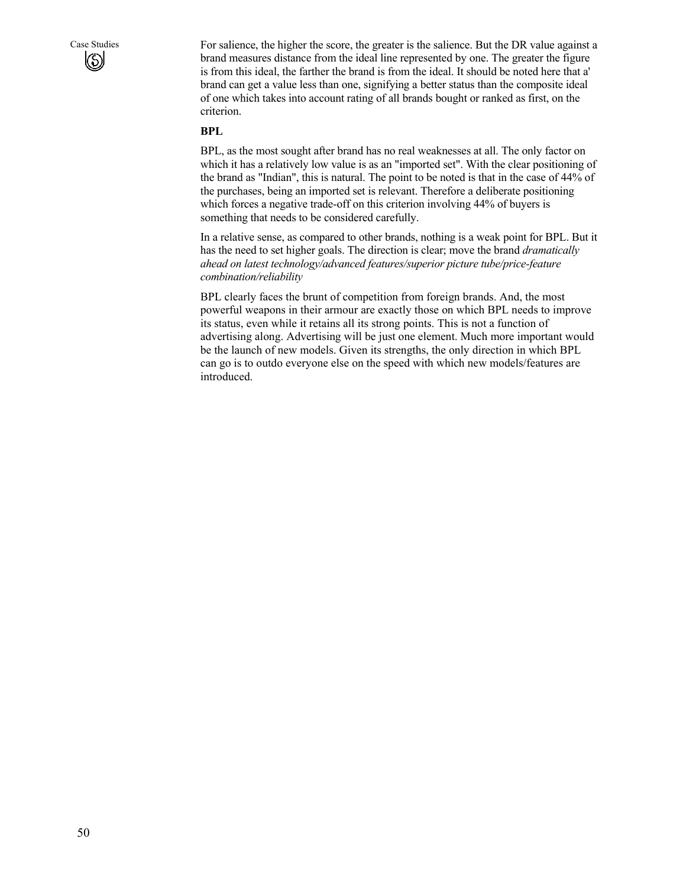For salience, the higher the score, the greater is the salience. But the DR value against a brand measures distance from the ideal line represented by one. The greater the figure is from this ideal, the farther the brand is from the ideal. It should be noted here that a' brand can get a value less than one, signifying a better status than the composite ideal of one which takes into account rating of all brands bought or ranked as first, on the criterion.

**BPL**

BPL, as the most sought after brand has no real weaknesses at all. The only factor on which it has a relatively low value is as an "imported set". With the clear positioning of the brand as "Indian", this is natural. The point to be noted is that in the case of 44% of the purchases, being an imported set is relevant. Therefore a deliberate positioning which forces a negative trade-off on this criterion involving 44% of buyers is something that needs to be considered carefully.

In a relative sense, as compared to other brands, nothing is a weak point for BPL. But it has the need to set higher goals. The direction is clear; move the brand *dramatically ahead on latest technology/advanced features/superior picture tube/price-feature combination/reliability*

BPL clearly faces the brunt of competition from foreign brands. And, the most powerful weapons in their armour are exactly those on which BPL needs to improve its status, even while it retains all its strong points. This is not a function of advertising along. Advertising will be just one element. Much more important would be the launch of new models. Given its strengths, the only direction in which BPL can go is to outdo everyone else on the speed with which new models/features are introduced.